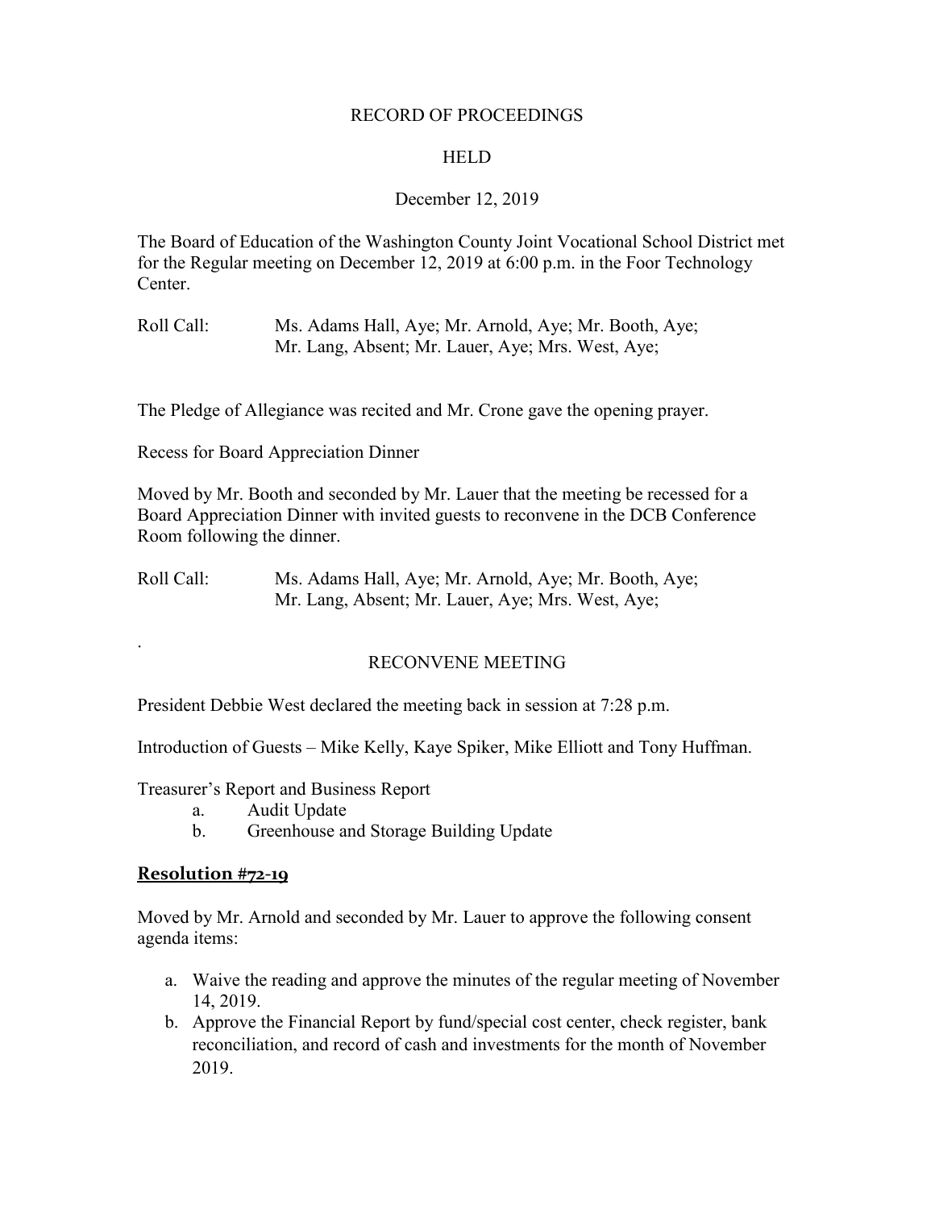RECORD OF PROCEEDINGS

HELD

December 12, 2019

The Board of Education of the Washington County Joint Vocational School District met for the Regular meeting on December 12, 2019 at 6:00 p.m. in the Foor Technology Center.

Roll Call: Ms. Adams Hall, Aye; Mr. Arnold, Aye; Mr. Booth, Aye; Mr. Lang, Absent; Mr. Lauer, Aye; Mrs. West, Aye;

The Pledge of Allegiance was recited and Mr. Crone gave the opening prayer.

Recess for Board Appreciation Dinner

Moved by Mr. Booth and seconded by Mr. Lauer that the meeting be recessed for a Board Appreciation Dinner with invited guests to reconvene in the DCB Conference Room following the dinner.

Roll Call: Ms. Adams Hall, Aye; Mr. Arnold, Aye; Mr. Booth, Aye; Mr. Lang, Absent; Mr. Lauer, Aye; Mrs. West, Aye;

RECONVENE MEETING

President Debbie West declared the meeting back in session at 7:28 p.m.

Introduction of Guests – Mike Kelly, Kaye Spiker, Mike Elliott and Tony Huffman.

Treasurer's Report and Business Report

a. Audit Update
b. Greenhouse and Storage Building Update

## Resolution #72-19

Moved by Mr. Arnold and seconded by Mr. Lauer to approve the following consent agenda items:

a. Waive the reading and approve the minutes of the regular meeting of November 14, 2019.
b. Approve the Financial Report by fund/special cost center, check register, bank reconciliation, and record of cash and investments for the month of November 2019.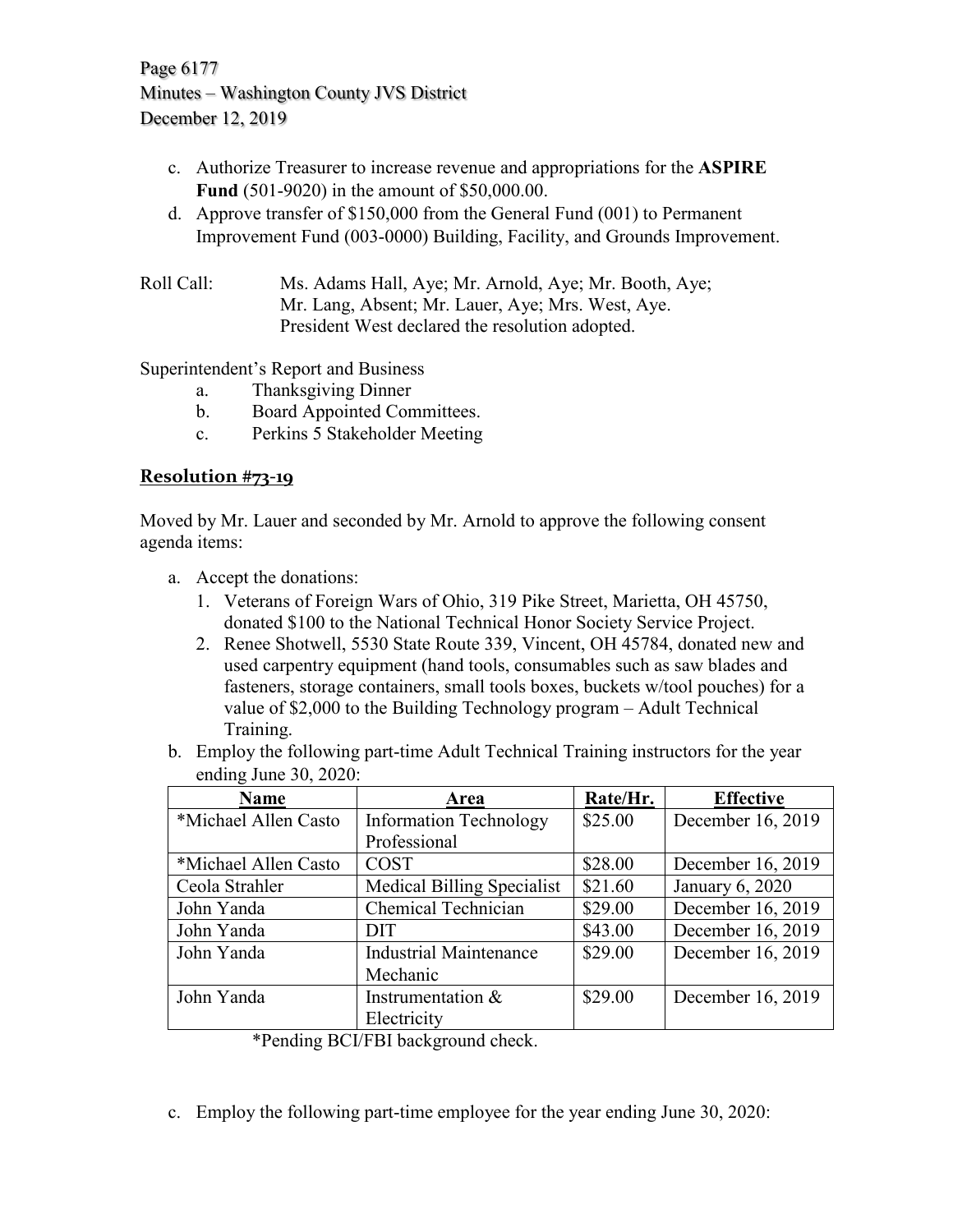c. Authorize Treasurer to increase revenue and appropriations for the **ASPIRE Fund** (501-9020) in the amount of $50,000.00.
d. Approve transfer of $150,000 from the General Fund (001) to Permanent Improvement Fund (003-0000) Building, Facility, and Grounds Improvement.

Roll Call: Ms. Adams Hall, Aye; Mr. Arnold, Aye; Mr. Booth, Aye; Mr. Lang, Absent; Mr. Lauer, Aye; Mrs. West, Aye. President West declared the resolution adopted.

Superintendent's Report and Business

a. Thanksgiving Dinner
b. Board Appointed Committees.
c. Perkins 5 Stakeholder Meeting

## Resolution #73-19

Moved by Mr. Lauer and seconded by Mr. Arnold to approve the following consent agenda items:

a. Accept the donations:
   1. Veterans of Foreign Wars of Ohio, 319 Pike Street, Marietta, OH 45750, donated $100 to the National Technical Honor Society Service Project.
   2. Renee Shotwell, 5530 State Route 339, Vincent, OH 45784, donated new and used carpentry equipment (hand tools, consumables such as saw blades and fasteners, storage containers, small tools boxes, buckets w/tool pouches) for a value of $2,000 to the Building Technology program – Adult Technical Training.
b. Employ the following part-time Adult Technical Training instructors for the year ending June 30, 2020:

| Name | Area | Rate/Hr. | Effective |
|---|---|---|---|
| *Michael Allen Casto | Information Technology Professional | $25.00 | December 16, 2019 |
| *Michael Allen Casto | COST | $28.00 | December 16, 2019 |
| Ceola Strahler | Medical Billing Specialist | $21.60 | January 6, 2020 |
| John Yanda | Chemical Technician | $29.00 | December 16, 2019 |
| John Yanda | DIT | $43.00 | December 16, 2019 |
| John Yanda | Industrial Maintenance Mechanic | $29.00 | December 16, 2019 |
| John Yanda | Instrumentation & Electricity | $29.00 | December 16, 2019 |

*Pending BCI/FBI background check.

c. Employ the following part-time employee for the year ending June 30, 2020: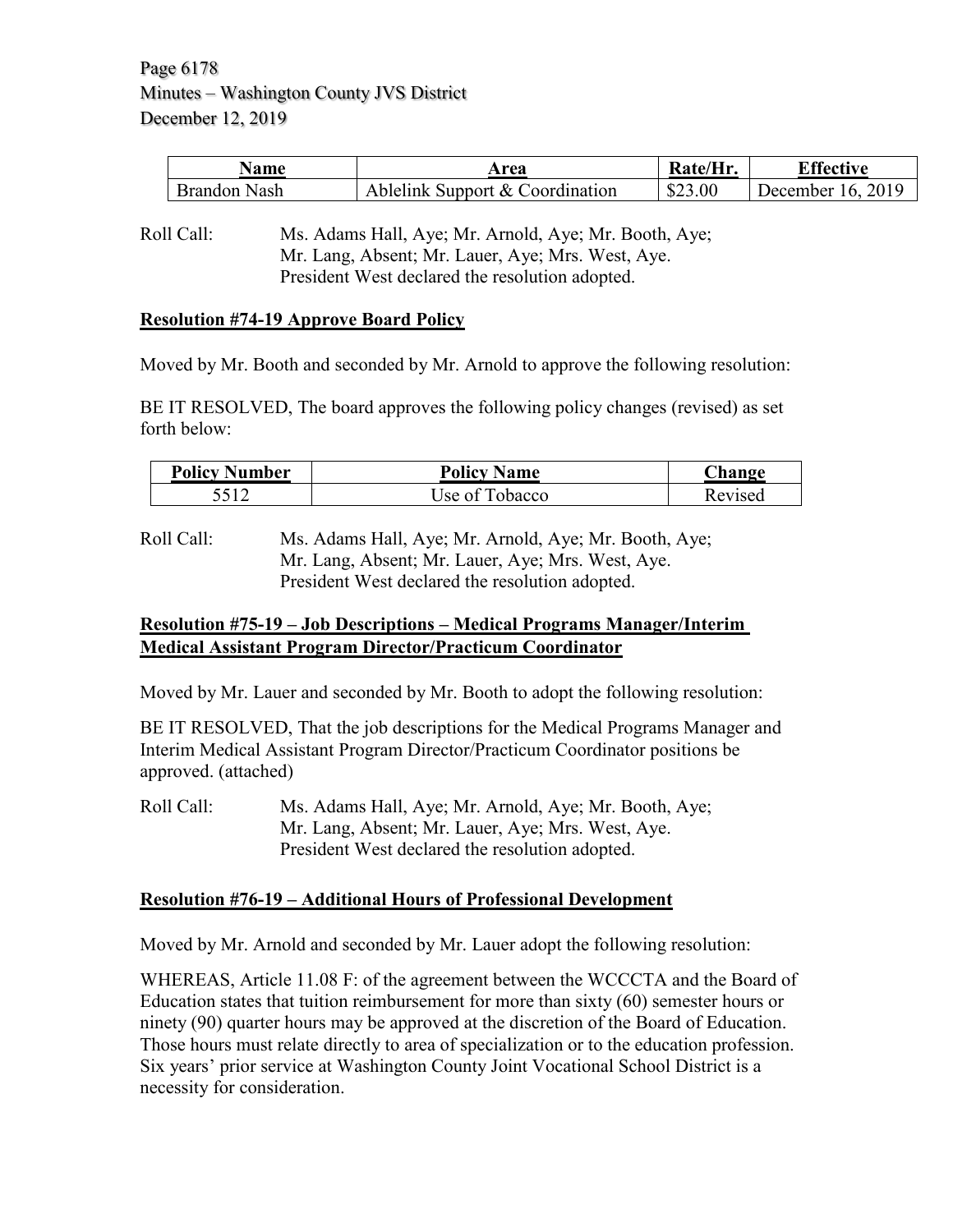| Name | Area | Rate/Hr. | Effective |
|---|---|---|---|
| Brandon Nash | Ablelink Support & Coordination | $23.00 | December 16, 2019 |

Roll Call: Ms. Adams Hall, Aye; Mr. Arnold, Aye; Mr. Booth, Aye; Mr. Lang, Absent; Mr. Lauer, Aye; Mrs. West, Aye. President West declared the resolution adopted.

**Resolution #74-19 Approve Board Policy**

Moved by Mr. Booth and seconded by Mr. Arnold to approve the following resolution:

BE IT RESOLVED, The board approves the following policy changes (revised) as set forth below:

| Policy Number | Policy Name | Change |
|---|---|---|
| 5512 | Use of Tobacco | Revised |

Roll Call: Ms. Adams Hall, Aye; Mr. Arnold, Aye; Mr. Booth, Aye; Mr. Lang, Absent; Mr. Lauer, Aye; Mrs. West, Aye. President West declared the resolution adopted.

**Resolution #75-19 – Job Descriptions – Medical Programs Manager/Interim Medical Assistant Program Director/Practicum Coordinator**

Moved by Mr. Lauer and seconded by Mr. Booth to adopt the following resolution:

BE IT RESOLVED, That the job descriptions for the Medical Programs Manager and Interim Medical Assistant Program Director/Practicum Coordinator positions be approved. (attached)

Roll Call: Ms. Adams Hall, Aye; Mr. Arnold, Aye; Mr. Booth, Aye; Mr. Lang, Absent; Mr. Lauer, Aye; Mrs. West, Aye. President West declared the resolution adopted.

**Resolution #76-19 – Additional Hours of Professional Development**

Moved by Mr. Arnold and seconded by Mr. Lauer adopt the following resolution:

WHEREAS, Article 11.08 F: of the agreement between the WCCCTA and the Board of Education states that tuition reimbursement for more than sixty (60) semester hours or ninety (90) quarter hours may be approved at the discretion of the Board of Education. Those hours must relate directly to area of specialization or to the education profession. Six years' prior service at Washington County Joint Vocational School District is a necessity for consideration.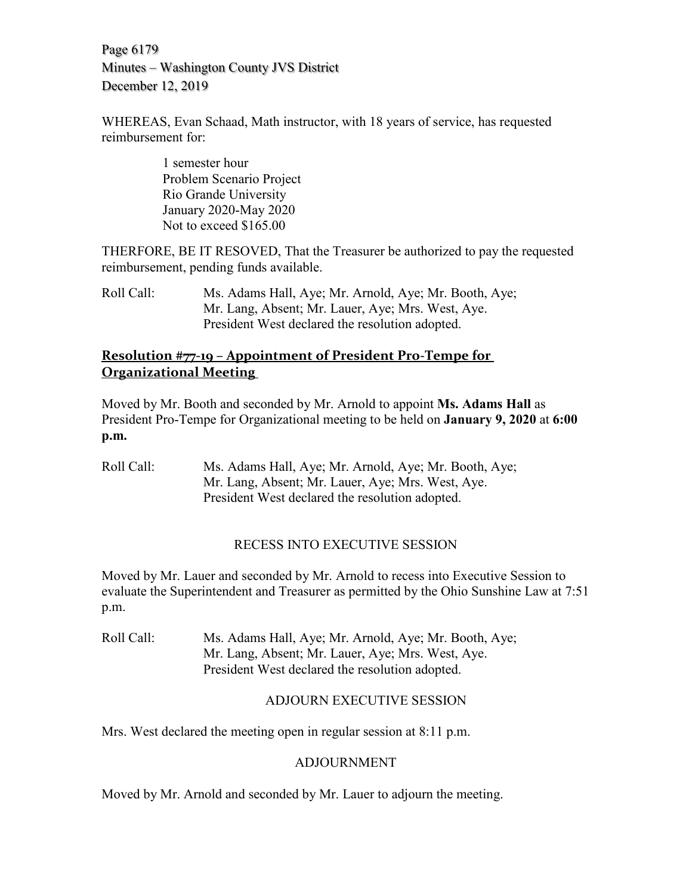WHEREAS, Evan Schaad, Math instructor, with 18 years of service, has requested reimbursement for:

1 semester hour
Problem Scenario Project
Rio Grande University
January 2020-May 2020
Not to exceed $165.00

THERFORE, BE IT RESOVED, That the Treasurer be authorized to pay the requested reimbursement, pending funds available.

Roll Call: Ms. Adams Hall, Aye; Mr. Arnold, Aye; Mr. Booth, Aye; Mr. Lang, Absent; Mr. Lauer, Aye; Mrs. West, Aye. President West declared the resolution adopted.

## Resolution #77-19 – Appointment of President Pro-Tempe for Organizational Meeting

Moved by Mr. Booth and seconded by Mr. Arnold to appoint **Ms. Adams Hall** as President Pro-Tempe for Organizational meeting to be held on **January 9, 2020** at **6:00 p.m.**

Roll Call: Ms. Adams Hall, Aye; Mr. Arnold, Aye; Mr. Booth, Aye; Mr. Lang, Absent; Mr. Lauer, Aye; Mrs. West, Aye. President West declared the resolution adopted.

### RECESS INTO EXECUTIVE SESSION

Moved by Mr. Lauer and seconded by Mr. Arnold to recess into Executive Session to evaluate the Superintendent and Treasurer as permitted by the Ohio Sunshine Law at 7:51 p.m.

Roll Call: Ms. Adams Hall, Aye; Mr. Arnold, Aye; Mr. Booth, Aye; Mr. Lang, Absent; Mr. Lauer, Aye; Mrs. West, Aye. President West declared the resolution adopted.

### ADJOURN EXECUTIVE SESSION

Mrs. West declared the meeting open in regular session at 8:11 p.m.

### ADJOURNMENT

Moved by Mr. Arnold and seconded by Mr. Lauer to adjourn the meeting.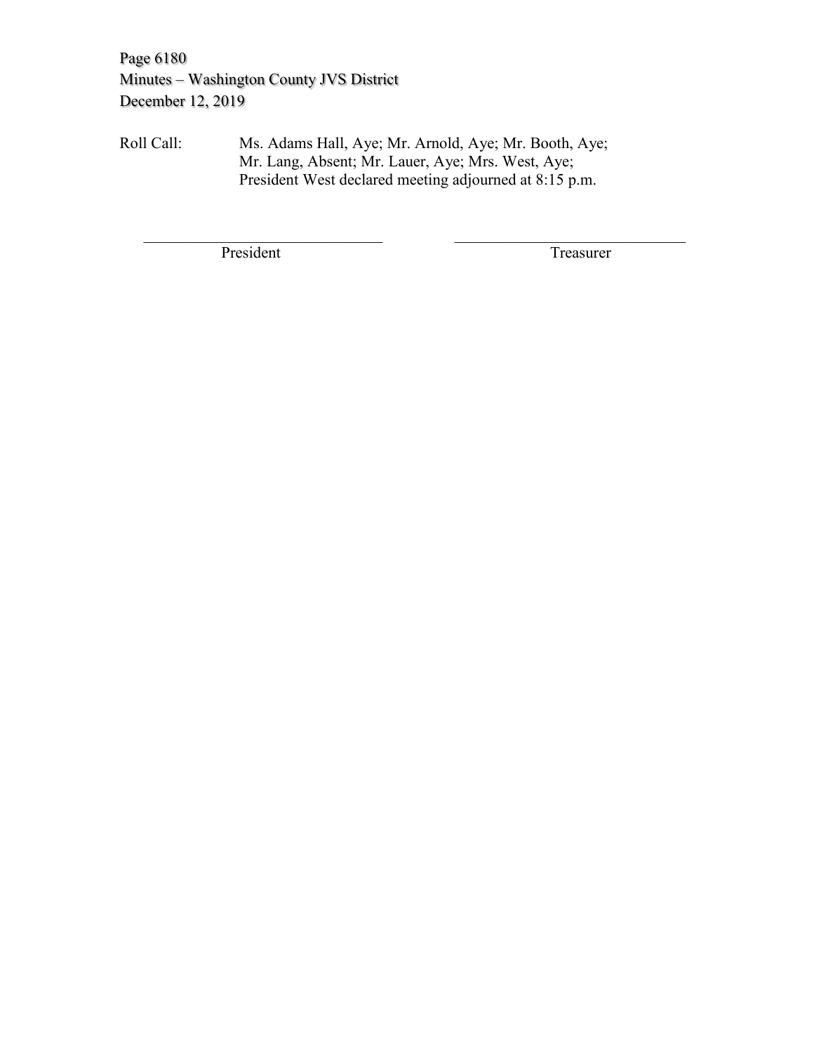Roll Call: Ms. Adams Hall, Aye; Mr. Arnold, Aye; Mr. Booth, Aye; Mr. Lang, Absent; Mr. Lauer, Aye; Mrs. West, Aye;
President West declared meeting adjourned at 8:15 p.m.

| | |
|---|---|
| _______________________________ | _______________________________ |
| President | Treasurer |